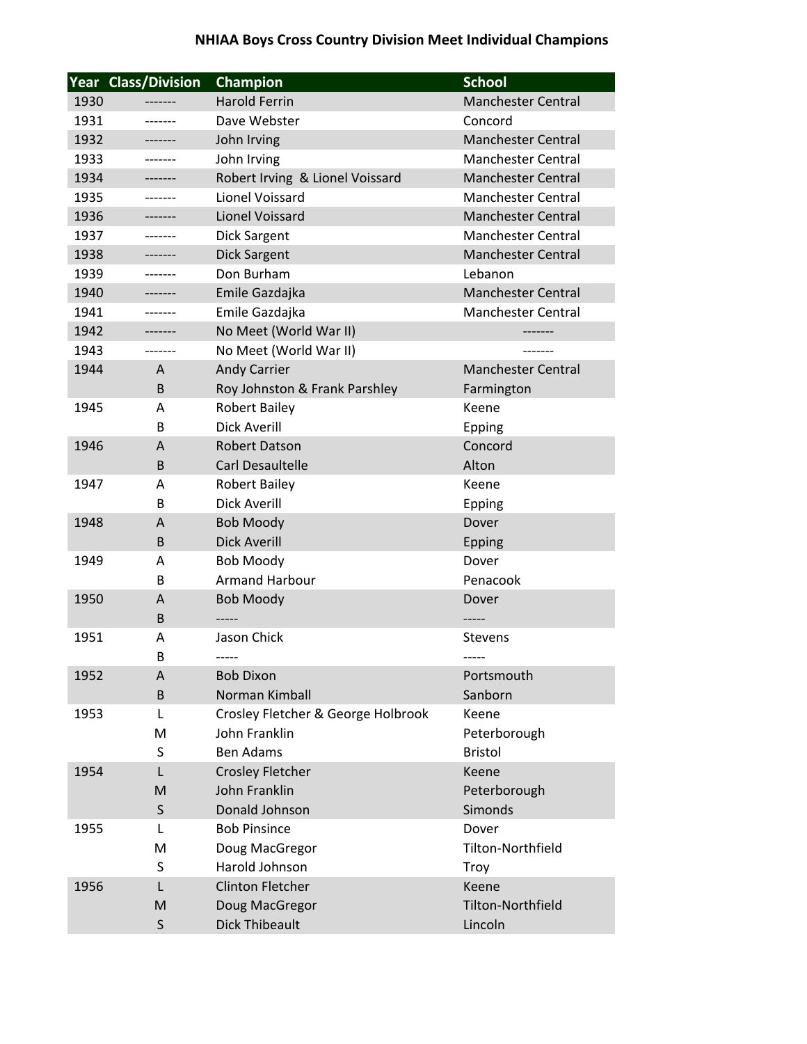# NHIAA Boys Cross Country Division Meet Individual Champions

| Year | Class/Division | Champion | School |
|---|---|---|---|
| 1930 | ------- | Harold Ferrin | Manchester Central |
| 1931 | ------- | Dave Webster | Concord |
| 1932 | ------- | John Irving | Manchester Central |
| 1933 | ------- | John Irving | Manchester Central |
| 1934 | ------- | Robert Irving & Lionel Voissard | Manchester Central |
| 1935 | ------- | Lionel Voissard | Manchester Central |
| 1936 | ------- | Lionel Voissard | Manchester Central |
| 1937 | ------- | Dick Sargent | Manchester Central |
| 1938 | ------- | Dick Sargent | Manchester Central |
| 1939 | ------- | Don Burham | Lebanon |
| 1940 | ------- | Emile Gazdajka | Manchester Central |
| 1941 | ------- | Emile Gazdajka | Manchester Central |
| 1942 | ------- | No Meet (World War II) | ------- |
| 1943 | ------- | No Meet (World War II) | ------- |
| 1944 | A | Andy Carrier | Manchester Central |
| | B | Roy Johnston & Frank Parshley | Farmington |
| 1945 | A | Robert Bailey | Keene |
| | B | Dick Averill | Epping |
| 1946 | A | Robert Datson | Concord |
| | B | Carl Desaultelle | Alton |
| 1947 | A | Robert Bailey | Keene |
| | B | Dick Averill | Epping |
| 1948 | A | Bob Moody | Dover |
| | B | Dick Averill | Epping |
| 1949 | A | Bob Moody | Dover |
| | B | Armand Harbour | Penacook |
| 1950 | A | Bob Moody | Dover |
| | B | ----- | ----- |
| 1951 | A | Jason Chick | Stevens |
| | B | ----- | ----- |
| 1952 | A | Bob Dixon | Portsmouth |
| | B | Norman Kimball | Sanborn |
| 1953 | L | Crosley Fletcher & George Holbrook | Keene |
| | M | John Franklin | Peterborough |
| | S | Ben Adams | Bristol |
| 1954 | L | Crosley Fletcher | Keene |
| | M | John Franklin | Peterborough |
| | S | Donald Johnson | Simonds |
| 1955 | L | Bob Pinsince | Dover |
| | M | Doug MacGregor | Tilton-Northfield |
| | S | Harold Johnson | Troy |
| 1956 | L | Clinton Fletcher | Keene |
| | M | Doug MacGregor | Tilton-Northfield |
| | S | Dick Thibeault | Lincoln |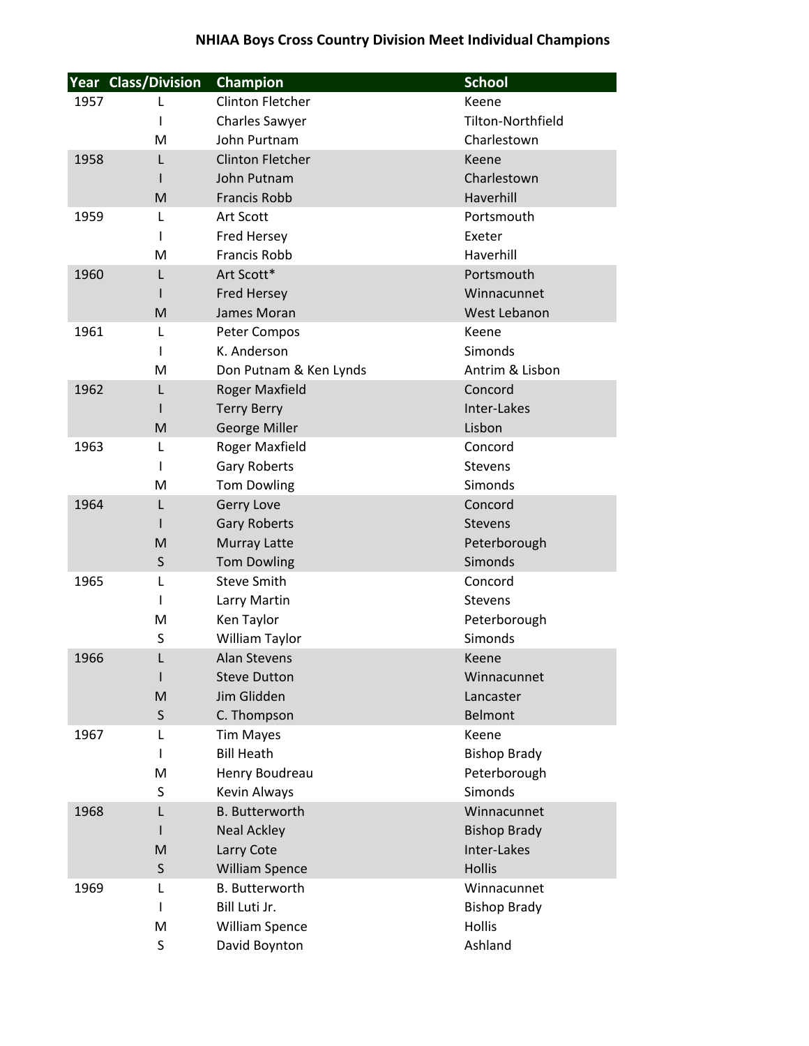## NHIAA Boys Cross Country Division Meet Individual Champions

| Year | Class/Division | Champion | School |
|---|---|---|---|
| 1957 | L | Clinton Fletcher | Keene |
| | I | Charles Sawyer | Tilton-Northfield |
| | M | John Purtnam | Charlestown |
| 1958 | L | Clinton Fletcher | Keene |
| | I | John Putnam | Charlestown |
| | M | Francis Robb | Haverhill |
| 1959 | L | Art Scott | Portsmouth |
| | I | Fred Hersey | Exeter |
| | M | Francis Robb | Haverhill |
| 1960 | L | Art Scott* | Portsmouth |
| | I | Fred Hersey | Winnacunnet |
| | M | James Moran | West Lebanon |
| 1961 | L | Peter Compos | Keene |
| | I | K. Anderson | Simonds |
| | M | Don Putnam & Ken Lynds | Antrim & Lisbon |
| 1962 | L | Roger Maxfield | Concord |
| | I | Terry Berry | Inter-Lakes |
| | M | George Miller | Lisbon |
| 1963 | L | Roger Maxfield | Concord |
| | I | Gary Roberts | Stevens |
| | M | Tom Dowling | Simonds |
| 1964 | L | Gerry Love | Concord |
| | I | Gary Roberts | Stevens |
| | M | Murray Latte | Peterborough |
| | S | Tom Dowling | Simonds |
| 1965 | L | Steve Smith | Concord |
| | I | Larry Martin | Stevens |
| | M | Ken Taylor | Peterborough |
| | S | William Taylor | Simonds |
| 1966 | L | Alan Stevens | Keene |
| | I | Steve Dutton | Winnacunnet |
| | M | Jim Glidden | Lancaster |
| | S | C. Thompson | Belmont |
| 1967 | L | Tim Mayes | Keene |
| | I | Bill Heath | Bishop Brady |
| | M | Henry Boudreau | Peterborough |
| | S | Kevin Always | Simonds |
| 1968 | L | B. Butterworth | Winnacunnet |
| | I | Neal Ackley | Bishop Brady |
| | M | Larry Cote | Inter-Lakes |
| | S | William Spence | Hollis |
| 1969 | L | B. Butterworth | Winnacunnet |
| | I | Bill Luti Jr. | Bishop Brady |
| | M | William Spence | Hollis |
| | S | David Boynton | Ashland |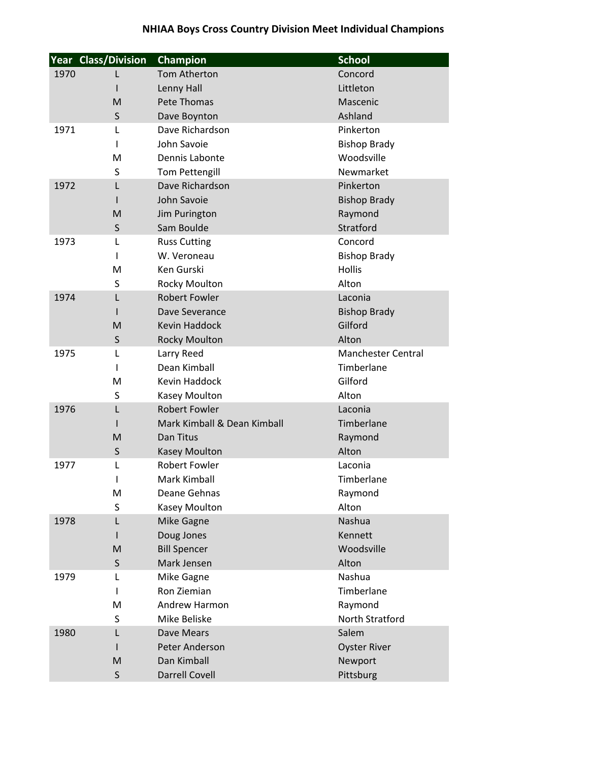# NHIAA Boys Cross Country Division Meet Individual Champions

| Year | Class/Division | Champion | School |
|---|---|---|---|
| 1970 | L | Tom Atherton | Concord |
| | I | Lenny Hall | Littleton |
| | M | Pete Thomas | Mascenic |
| | S | Dave Boynton | Ashland |
| 1971 | L | Dave Richardson | Pinkerton |
| | I | John Savoie | Bishop Brady |
| | M | Dennis Labonte | Woodsville |
| | S | Tom Pettengill | Newmarket |
| 1972 | L | Dave Richardson | Pinkerton |
| | I | John Savoie | Bishop Brady |
| | M | Jim Purington | Raymond |
| | S | Sam Boulde | Stratford |
| 1973 | L | Russ Cutting | Concord |
| | I | W. Veroneau | Bishop Brady |
| | M | Ken Gurski | Hollis |
| | S | Rocky Moulton | Alton |
| 1974 | L | Robert Fowler | Laconia |
| | I | Dave Severance | Bishop Brady |
| | M | Kevin Haddock | Gilford |
| | S | Rocky Moulton | Alton |
| 1975 | L | Larry Reed | Manchester Central |
| | I | Dean Kimball | Timberlane |
| | M | Kevin Haddock | Gilford |
| | S | Kasey Moulton | Alton |
| 1976 | L | Robert Fowler | Laconia |
| | I | Mark Kimball & Dean Kimball | Timberlane |
| | M | Dan Titus | Raymond |
| | S | Kasey Moulton | Alton |
| 1977 | L | Robert Fowler | Laconia |
| | I | Mark Kimball | Timberlane |
| | M | Deane Gehnas | Raymond |
| | S | Kasey Moulton | Alton |
| 1978 | L | Mike Gagne | Nashua |
| | I | Doug Jones | Kennett |
| | M | Bill Spencer | Woodsville |
| | S | Mark Jensen | Alton |
| 1979 | L | Mike Gagne | Nashua |
| | I | Ron Ziemian | Timberlane |
| | M | Andrew Harmon | Raymond |
| | S | Mike Beliske | North Stratford |
| 1980 | L | Dave Mears | Salem |
| | I | Peter Anderson | Oyster River |
| | M | Dan Kimball | Newport |
| | S | Darrell Covell | Pittsburg |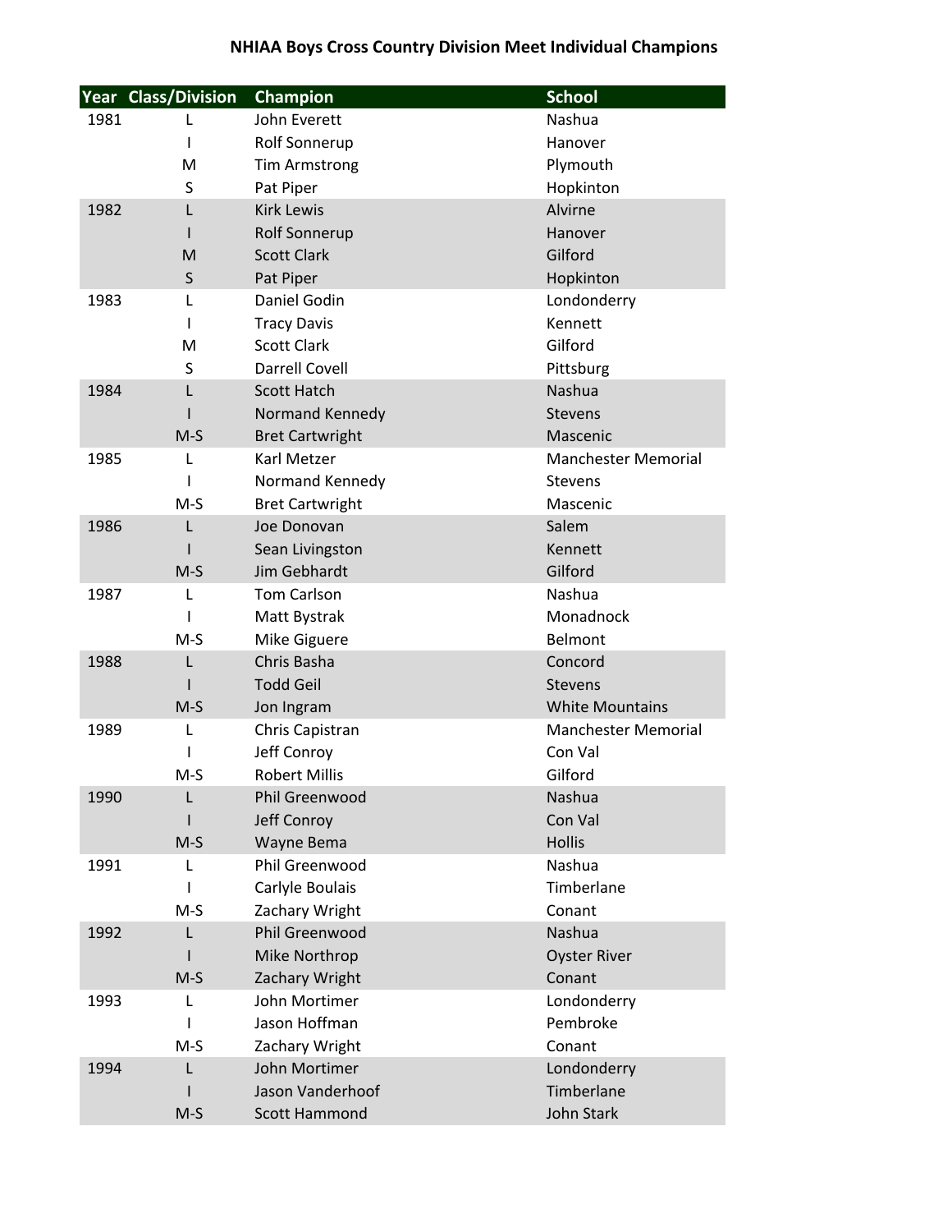## NHIAA Boys Cross Country Division Meet Individual Champions

| Year | Class/Division | Champion | School |
|---|---|---|---|
| 1981 | L | John Everett | Nashua |
| | I | Rolf Sonnerup | Hanover |
| | M | Tim Armstrong | Plymouth |
| | S | Pat Piper | Hopkinton |
| 1982 | L | Kirk Lewis | Alvirne |
| | I | Rolf Sonnerup | Hanover |
| | M | Scott Clark | Gilford |
| | S | Pat Piper | Hopkinton |
| 1983 | L | Daniel Godin | Londonderry |
| | I | Tracy Davis | Kennett |
| | M | Scott Clark | Gilford |
| | S | Darrell Covell | Pittsburg |
| 1984 | L | Scott Hatch | Nashua |
| | I | Normand Kennedy | Stevens |
| | M-S | Bret Cartwright | Mascenic |
| 1985 | L | Karl Metzer | Manchester Memorial |
| | I | Normand Kennedy | Stevens |
| | M-S | Bret Cartwright | Mascenic |
| 1986 | L | Joe Donovan | Salem |
| | I | Sean Livingston | Kennett |
| | M-S | Jim Gebhardt | Gilford |
| 1987 | L | Tom Carlson | Nashua |
| | I | Matt Bystrak | Monadnock |
| | M-S | Mike Giguere | Belmont |
| 1988 | L | Chris Basha | Concord |
| | I | Todd Geil | Stevens |
| | M-S | Jon Ingram | White Mountains |
| 1989 | L | Chris Capistran | Manchester Memorial |
| | I | Jeff Conroy | Con Val |
| | M-S | Robert Millis | Gilford |
| 1990 | L | Phil Greenwood | Nashua |
| | I | Jeff Conroy | Con Val |
| | M-S | Wayne Bema | Hollis |
| 1991 | L | Phil Greenwood | Nashua |
| | I | Carlyle Boulais | Timberlane |
| | M-S | Zachary Wright | Conant |
| 1992 | L | Phil Greenwood | Nashua |
| | I | Mike Northrop | Oyster River |
| | M-S | Zachary Wright | Conant |
| 1993 | L | John Mortimer | Londonderry |
| | I | Jason Hoffman | Pembroke |
| | M-S | Zachary Wright | Conant |
| 1994 | L | John Mortimer | Londonderry |
| | I | Jason Vanderhoof | Timberlane |
| | M-S | Scott Hammond | John Stark |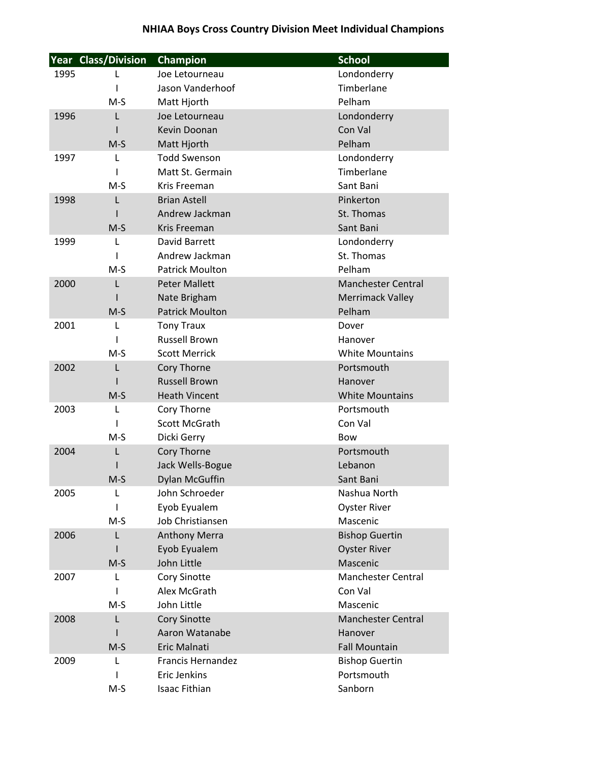# NHIAA Boys Cross Country Division Meet Individual Champions

| Year | Class/Division | Champion | School |
|---|---|---|---|
| 1995 | L | Joe Letourneau | Londonderry |
| | I | Jason Vanderhoof | Timberlane |
| | M-S | Matt Hjorth | Pelham |
| 1996 | L | Joe Letourneau | Londonderry |
| | I | Kevin Doonan | Con Val |
| | M-S | Matt Hjorth | Pelham |
| 1997 | L | Todd Swenson | Londonderry |
| | I | Matt St. Germain | Timberlane |
| | M-S | Kris Freeman | Sant Bani |
| 1998 | L | Brian Astell | Pinkerton |
| | I | Andrew Jackman | St. Thomas |
| | M-S | Kris Freeman | Sant Bani |
| 1999 | L | David Barrett | Londonderry |
| | I | Andrew Jackman | St. Thomas |
| | M-S | Patrick Moulton | Pelham |
| 2000 | L | Peter Mallett | Manchester Central |
| | I | Nate Brigham | Merrimack Valley |
| | M-S | Patrick Moulton | Pelham |
| 2001 | L | Tony Traux | Dover |
| | I | Russell Brown | Hanover |
| | M-S | Scott Merrick | White Mountains |
| 2002 | L | Cory Thorne | Portsmouth |
| | I | Russell Brown | Hanover |
| | M-S | Heath Vincent | White Mountains |
| 2003 | L | Cory Thorne | Portsmouth |
| | I | Scott McGrath | Con Val |
| | M-S | Dicki Gerry | Bow |
| 2004 | L | Cory Thorne | Portsmouth |
| | I | Jack Wells-Bogue | Lebanon |
| | M-S | Dylan McGuffin | Sant Bani |
| 2005 | L | John Schroeder | Nashua North |
| | I | Eyob Eyualem | Oyster River |
| | M-S | Job Christiansen | Mascenic |
| 2006 | L | Anthony Merra | Bishop Guertin |
| | I | Eyob Eyualem | Oyster River |
| | M-S | John Little | Mascenic |
| 2007 | L | Cory Sinotte | Manchester Central |
| | I | Alex McGrath | Con Val |
| | M-S | John Little | Mascenic |
| 2008 | L | Cory Sinotte | Manchester Central |
| | I | Aaron Watanabe | Hanover |
| | M-S | Eric Malnati | Fall Mountain |
| 2009 | L | Francis Hernandez | Bishop Guertin |
| | I | Eric Jenkins | Portsmouth |
| | M-S | Isaac Fithian | Sanborn |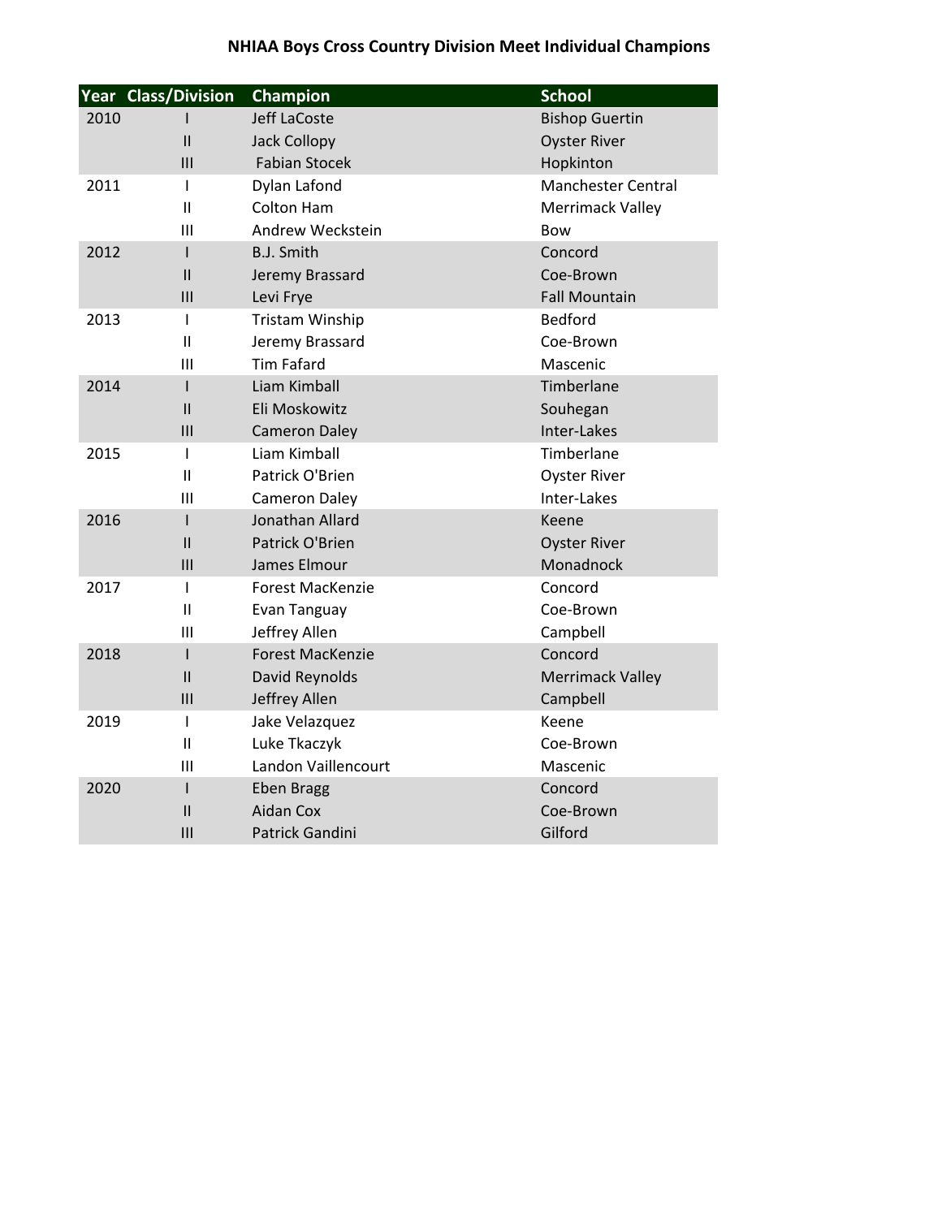# NHIAA Boys Cross Country Division Meet Individual Champions

| Year | Class/Division | Champion | School |
|---|---|---|---|
| 2010 | I | Jeff LaCoste | Bishop Guertin |
| | II | Jack Collopy | Oyster River |
| | III | Fabian Stocek | Hopkinton |
| 2011 | I | Dylan Lafond | Manchester Central |
| | II | Colton Ham | Merrimack Valley |
| | III | Andrew Weckstein | Bow |
| 2012 | I | B.J. Smith | Concord |
| | II | Jeremy Brassard | Coe-Brown |
| | III | Levi Frye | Fall Mountain |
| 2013 | I | Tristam Winship | Bedford |
| | II | Jeremy Brassard | Coe-Brown |
| | III | Tim Fafard | Mascenic |
| 2014 | I | Liam Kimball | Timberlane |
| | II | Eli Moskowitz | Souhegan |
| | III | Cameron Daley | Inter-Lakes |
| 2015 | I | Liam Kimball | Timberlane |
| | II | Patrick O'Brien | Oyster River |
| | III | Cameron Daley | Inter-Lakes |
| 2016 | I | Jonathan Allard | Keene |
| | II | Patrick O'Brien | Oyster River |
| | III | James Elmour | Monadnock |
| 2017 | I | Forest MacKenzie | Concord |
| | II | Evan Tanguay | Coe-Brown |
| | III | Jeffrey Allen | Campbell |
| 2018 | I | Forest MacKenzie | Concord |
| | II | David Reynolds | Merrimack Valley |
| | III | Jeffrey Allen | Campbell |
| 2019 | I | Jake Velazquez | Keene |
| | II | Luke Tkaczyk | Coe-Brown |
| | III | Landon Vaillencourt | Mascenic |
| 2020 | I | Eben Bragg | Concord |
| | II | Aidan Cox | Coe-Brown |
| | III | Patrick Gandini | Gilford |